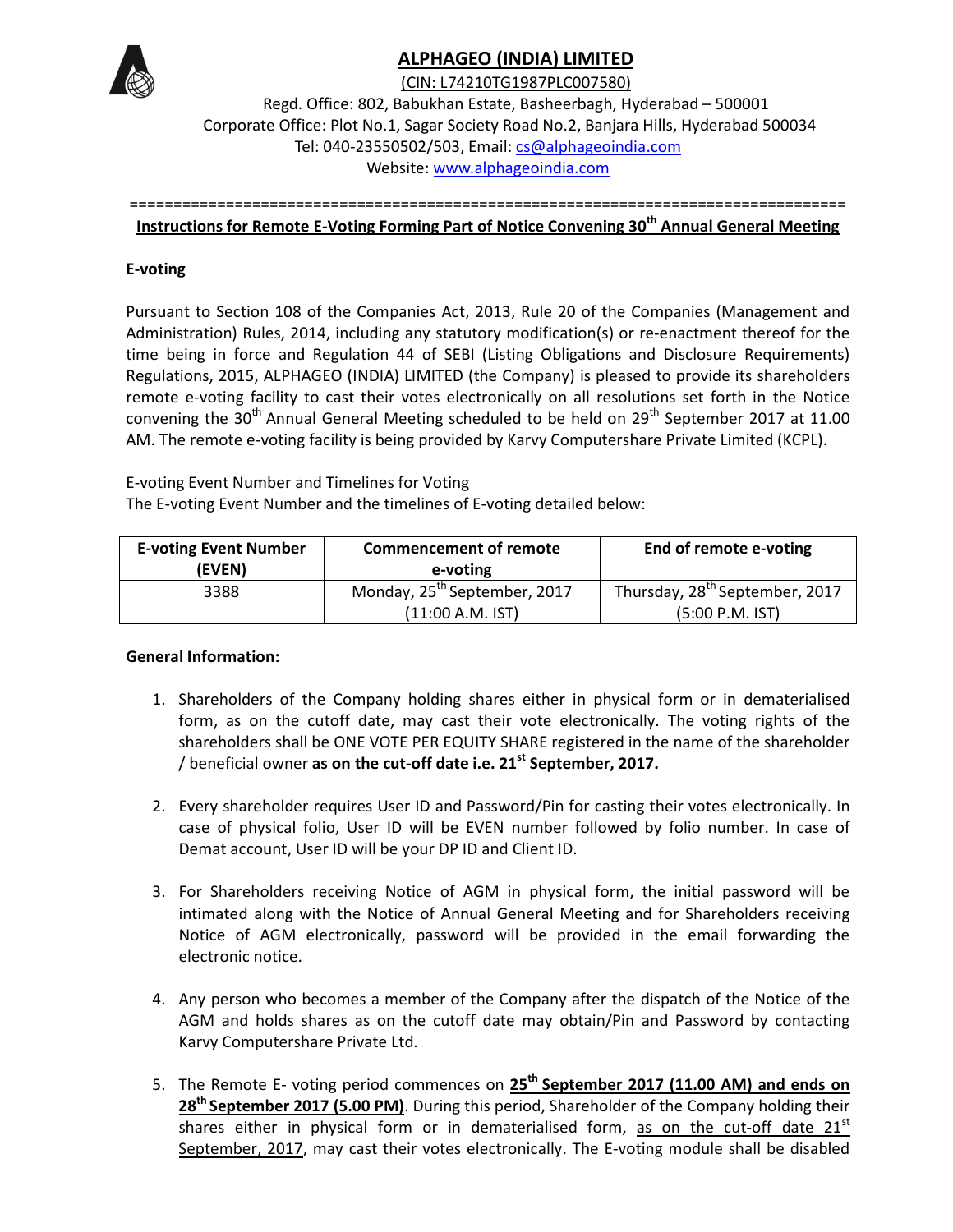# ALPHAGEO (INDIA) LIMITED

(CIN: L74210TG1987PLC007580)

Regd. Office: 802, Babukhan Estate, Basheerbagh, Hyderabad – 500001
Corporate Office: Plot No.1, Sagar Society Road No.2, Banjara Hills, Hyderabad 500034
Tel: 040-23550502/503, Email: cs@alphageoindia.com
Website: www.alphageoindia.com

================================================================================

## Instructions for Remote E-Voting Forming Part of Notice Convening 30th Annual General Meeting

**E-voting**

Pursuant to Section 108 of the Companies Act, 2013, Rule 20 of the Companies (Management and Administration) Rules, 2014, including any statutory modification(s) or re-enactment thereof for the time being in force and Regulation 44 of SEBI (Listing Obligations and Disclosure Requirements) Regulations, 2015, ALPHAGEO (INDIA) LIMITED (the Company) is pleased to provide its shareholders remote e-voting facility to cast their votes electronically on all resolutions set forth in the Notice convening the 30th Annual General Meeting scheduled to be held on 29th September 2017 at 11.00 AM. The remote e-voting facility is being provided by Karvy Computershare Private Limited (KCPL).

E-voting Event Number and Timelines for Voting
The E-voting Event Number and the timelines of E-voting detailed below:

| E-voting Event Number (EVEN) | Commencement of remote e-voting | End of remote e-voting |
|---|---|---|
| 3388 | Monday, 25th September, 2017 (11:00 A.M. IST) | Thursday, 28th September, 2017 (5:00 P.M. IST) |

**General Information:**

1. Shareholders of the Company holding shares either in physical form or in dematerialised form, as on the cutoff date, may cast their vote electronically. The voting rights of the shareholders shall be ONE VOTE PER EQUITY SHARE registered in the name of the shareholder / beneficial owner **as on the cut-off date i.e. 21st September, 2017.**

2. Every shareholder requires User ID and Password/Pin for casting their votes electronically. In case of physical folio, User ID will be EVEN number followed by folio number. In case of Demat account, User ID will be your DP ID and Client ID.

3. For Shareholders receiving Notice of AGM in physical form, the initial password will be intimated along with the Notice of Annual General Meeting and for Shareholders receiving Notice of AGM electronically, password will be provided in the email forwarding the electronic notice.

4. Any person who becomes a member of the Company after the dispatch of the Notice of the AGM and holds shares as on the cutoff date may obtain/Pin and Password by contacting Karvy Computershare Private Ltd.

5. The Remote E- voting period commences on **25th September 2017 (11.00 AM) and ends on 28th September 2017 (5.00 PM)**. During this period, Shareholder of the Company holding their shares either in physical form or in dematerialised form, as on the cut-off date 21st September, 2017, may cast their votes electronically. The E-voting module shall be disabled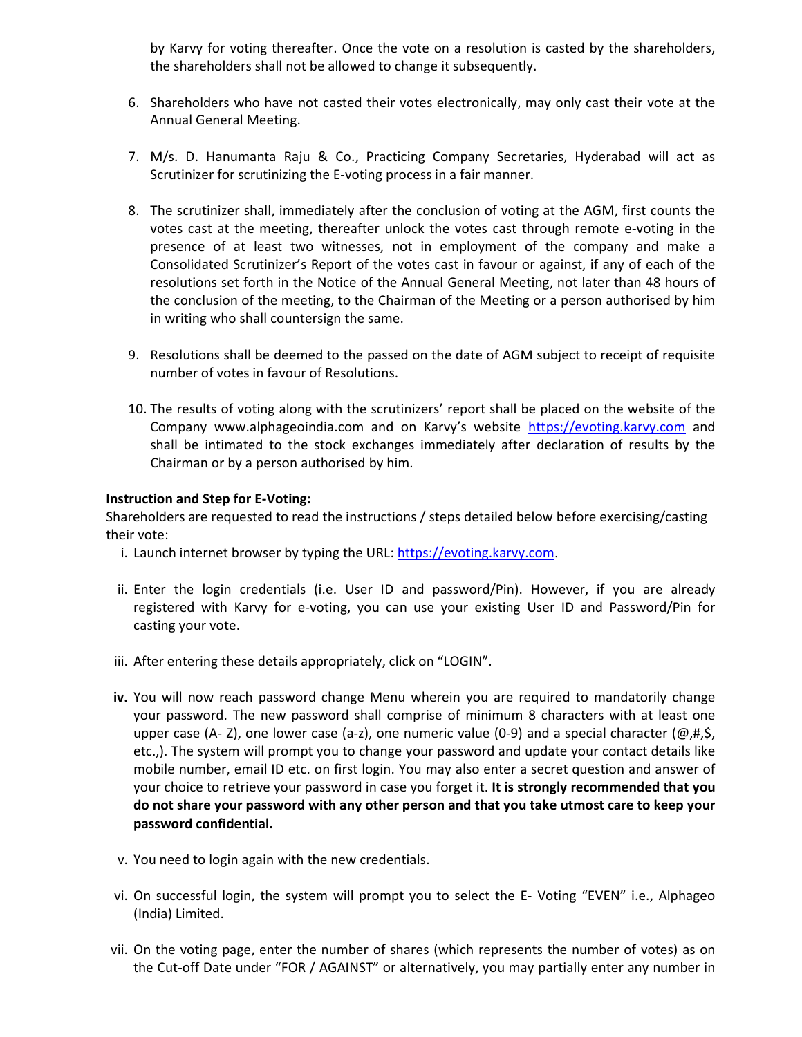by Karvy for voting thereafter. Once the vote on a resolution is casted by the shareholders, the shareholders shall not be allowed to change it subsequently.

6. Shareholders who have not casted their votes electronically, may only cast their vote at the Annual General Meeting.

7. M/s. D. Hanumanta Raju & Co., Practicing Company Secretaries, Hyderabad will act as Scrutinizer for scrutinizing the E-voting process in a fair manner.

8. The scrutinizer shall, immediately after the conclusion of voting at the AGM, first counts the votes cast at the meeting, thereafter unlock the votes cast through remote e-voting in the presence of at least two witnesses, not in employment of the company and make a Consolidated Scrutinizer's Report of the votes cast in favour or against, if any of each of the resolutions set forth in the Notice of the Annual General Meeting, not later than 48 hours of the conclusion of the meeting, to the Chairman of the Meeting or a person authorised by him in writing who shall countersign the same.

9. Resolutions shall be deemed to the passed on the date of AGM subject to receipt of requisite number of votes in favour of Resolutions.

10. The results of voting along with the scrutinizers' report shall be placed on the website of the Company www.alphageoindia.com and on Karvy's website https://evoting.karvy.com and shall be intimated to the stock exchanges immediately after declaration of results by the Chairman or by a person authorised by him.

**Instruction and Step for E-Voting:**

Shareholders are requested to read the instructions / steps detailed below before exercising/casting their vote:

i. Launch internet browser by typing the URL: https://evoting.karvy.com.

ii. Enter the login credentials (i.e. User ID and password/Pin). However, if you are already registered with Karvy for e-voting, you can use your existing User ID and Password/Pin for casting your vote.

iii. After entering these details appropriately, click on "LOGIN".

**iv.** You will now reach password change Menu wherein you are required to mandatorily change your password. The new password shall comprise of minimum 8 characters with at least one upper case (A- Z), one lower case (a-z), one numeric value (0-9) and a special character (@,#,$, etc.,). The system will prompt you to change your password and update your contact details like mobile number, email ID etc. on first login. You may also enter a secret question and answer of your choice to retrieve your password in case you forget it. **It is strongly recommended that you do not share your password with any other person and that you take utmost care to keep your password confidential.**

v. You need to login again with the new credentials.

vi. On successful login, the system will prompt you to select the E- Voting "EVEN" i.e., Alphageo (India) Limited.

vii. On the voting page, enter the number of shares (which represents the number of votes) as on the Cut-off Date under "FOR / AGAINST" or alternatively, you may partially enter any number in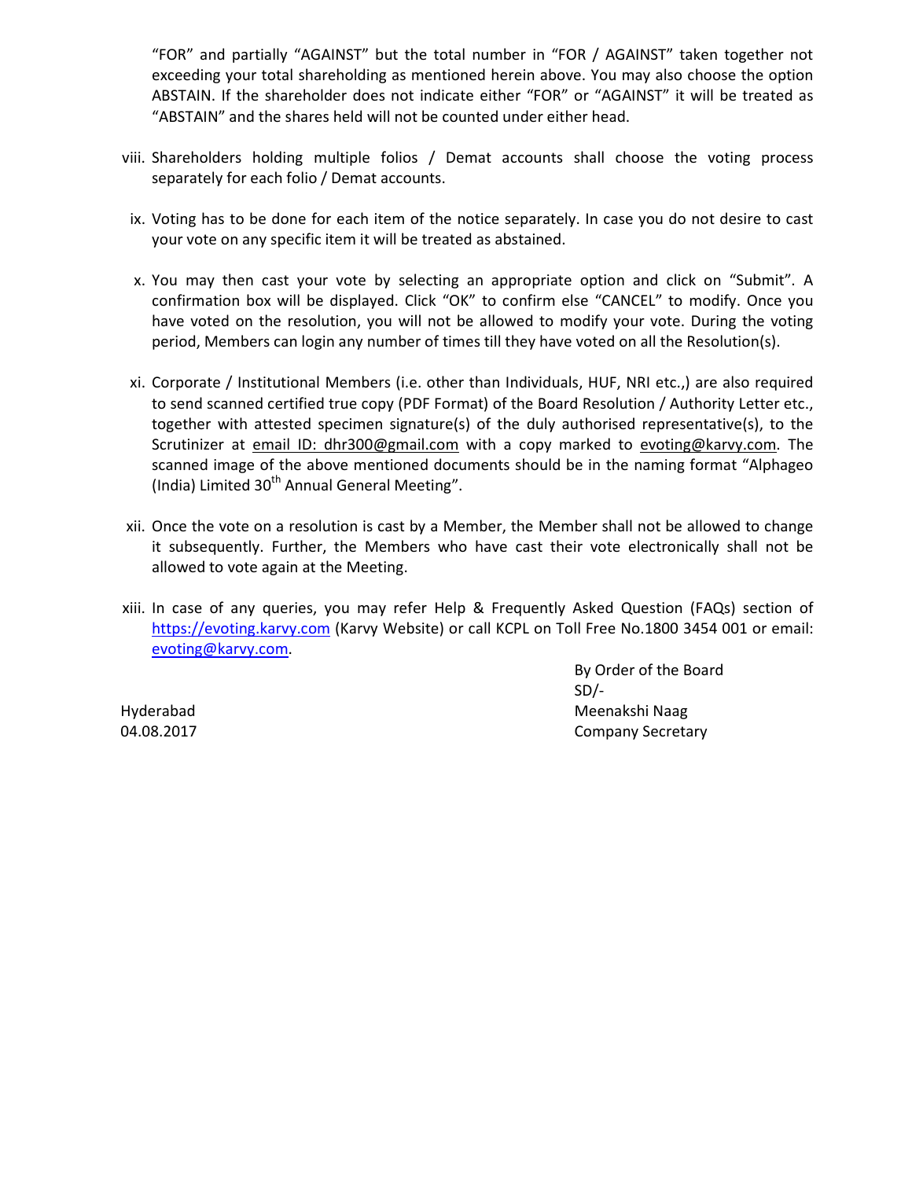"FOR" and partially "AGAINST" but the total number in "FOR / AGAINST" taken together not exceeding your total shareholding as mentioned herein above. You may also choose the option ABSTAIN. If the shareholder does not indicate either "FOR" or "AGAINST" it will be treated as "ABSTAIN" and the shares held will not be counted under either head.

viii. Shareholders holding multiple folios / Demat accounts shall choose the voting process separately for each folio / Demat accounts.

ix. Voting has to be done for each item of the notice separately. In case you do not desire to cast your vote on any specific item it will be treated as abstained.

x. You may then cast your vote by selecting an appropriate option and click on "Submit". A confirmation box will be displayed. Click "OK" to confirm else "CANCEL" to modify. Once you have voted on the resolution, you will not be allowed to modify your vote. During the voting period, Members can login any number of times till they have voted on all the Resolution(s).

xi. Corporate / Institutional Members (i.e. other than Individuals, HUF, NRI etc.,) are also required to send scanned certified true copy (PDF Format) of the Board Resolution / Authority Letter etc., together with attested specimen signature(s) of the duly authorised representative(s), to the Scrutinizer at email ID: dhr300@gmail.com with a copy marked to evoting@karvy.com. The scanned image of the above mentioned documents should be in the naming format "Alphageo (India) Limited 30th Annual General Meeting".

xii. Once the vote on a resolution is cast by a Member, the Member shall not be allowed to change it subsequently. Further, the Members who have cast their vote electronically shall not be allowed to vote again at the Meeting.

xiii. In case of any queries, you may refer Help & Frequently Asked Question (FAQs) section of https://evoting.karvy.com (Karvy Website) or call KCPL on Toll Free No.1800 3454 001 or email: evoting@karvy.com.

By Order of the Board
SD/-
Meenakshi Naag
Company Secretary

Hyderabad
04.08.2017